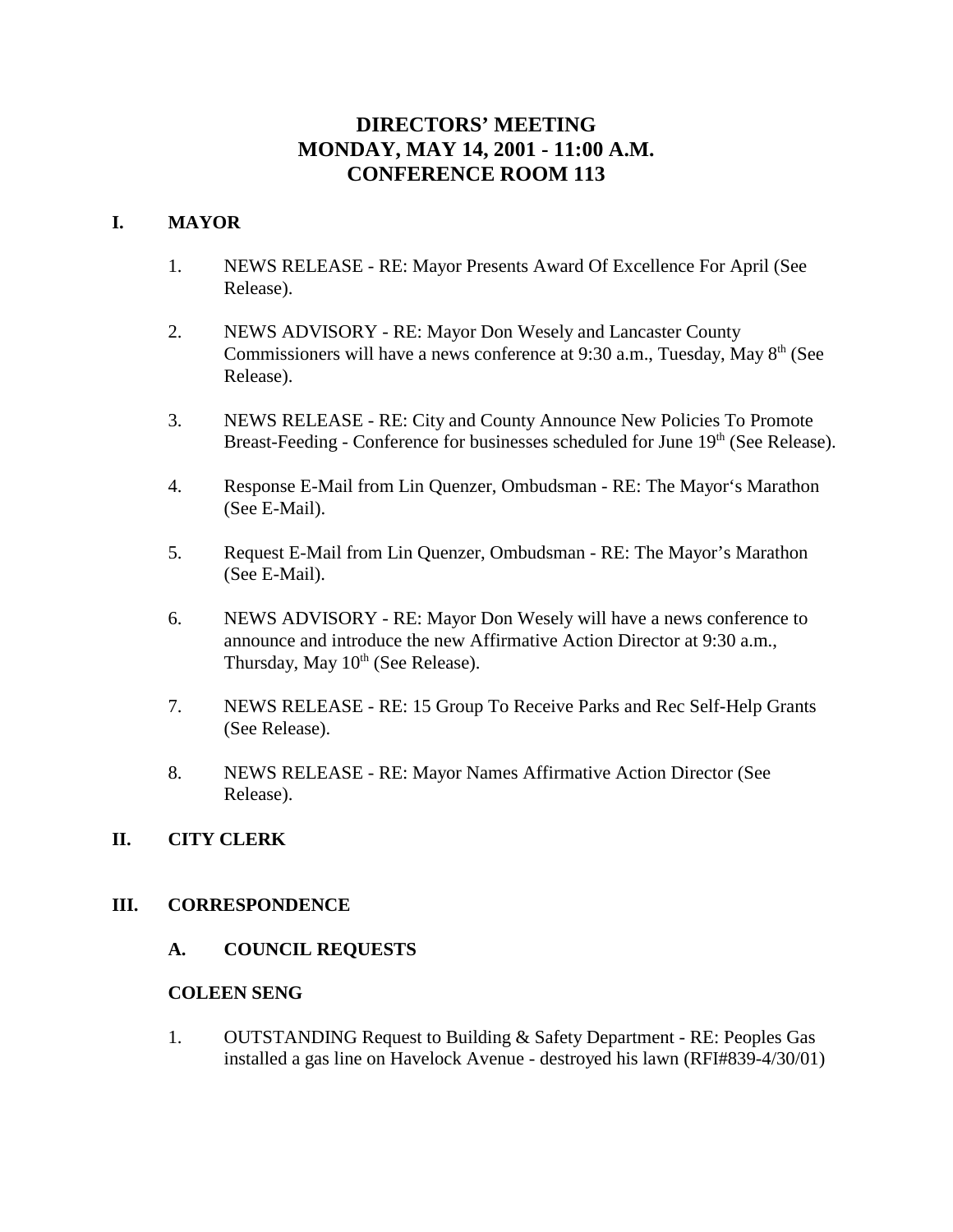# DIRECTORS' MEETING
# MONDAY, MAY 14, 2001 - 11:00 A.M.
# CONFERENCE ROOM 113

## I. MAYOR

1. NEWS RELEASE - RE: Mayor Presents Award Of Excellence For April (See Release).

2. NEWS ADVISORY - RE: Mayor Don Wesely and Lancaster County Commissioners will have a news conference at 9:30 a.m., Tuesday, May 8th (See Release).

3. NEWS RELEASE - RE: City and County Announce New Policies To Promote Breast-Feeding - Conference for businesses scheduled for June 19th (See Release).

4. Response E-Mail from Lin Quenzer, Ombudsman - RE: The Mayor's Marathon (See E-Mail).

5. Request E-Mail from Lin Quenzer, Ombudsman - RE: The Mayor's Marathon (See E-Mail).

6. NEWS ADVISORY - RE: Mayor Don Wesely will have a news conference to announce and introduce the new Affirmative Action Director at 9:30 a.m., Thursday, May 10th (See Release).

7. NEWS RELEASE - RE: 15 Group To Receive Parks and Rec Self-Help Grants (See Release).

8. NEWS RELEASE - RE: Mayor Names Affirmative Action Director (See Release).

## II. CITY CLERK

## III. CORRESPONDENCE

### A. COUNCIL REQUESTS

**COLEEN SENG**

1. OUTSTANDING Request to Building & Safety Department - RE: Peoples Gas installed a gas line on Havelock Avenue - destroyed his lawn (RFI#839-4/30/01)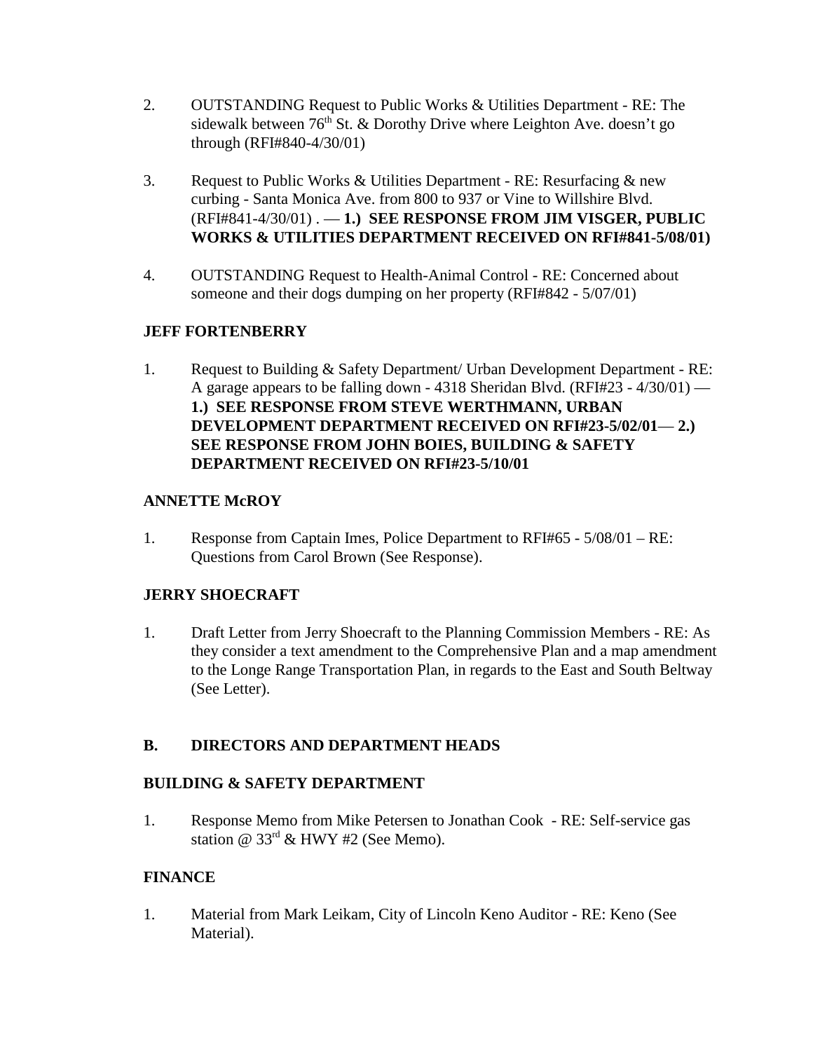2. OUTSTANDING Request to Public Works & Utilities Department - RE: The sidewalk between 76th St. & Dorothy Drive where Leighton Ave. doesn't go through (RFI#840-4/30/01)

3. Request to Public Works & Utilities Department - RE: Resurfacing & new curbing - Santa Monica Ave. from 800 to 937 or Vine to Willshire Blvd. (RFI#841-4/30/01) . — **1.) SEE RESPONSE FROM JIM VISGER, PUBLIC WORKS & UTILITIES DEPARTMENT RECEIVED ON RFI#841-5/08/01)**

4. OUTSTANDING Request to Health-Animal Control - RE: Concerned about someone and their dogs dumping on her property (RFI#842 - 5/07/01)

**JEFF FORTENBERRY**

1. Request to Building & Safety Department/ Urban Development Department - RE: A garage appears to be falling down - 4318 Sheridan Blvd. (RFI#23 - 4/30/01) — **1.) SEE RESPONSE FROM STEVE WERTHMANN, URBAN DEVELOPMENT DEPARTMENT RECEIVED ON RFI#23-5/02/01— 2.) SEE RESPONSE FROM JOHN BOIES, BUILDING & SAFETY DEPARTMENT RECEIVED ON RFI#23-5/10/01**

**ANNETTE McROY**

1. Response from Captain Imes, Police Department to RFI#65 - 5/08/01 – RE: Questions from Carol Brown (See Response).

**JERRY SHOECRAFT**

1. Draft Letter from Jerry Shoecraft to the Planning Commission Members - RE: As they consider a text amendment to the Comprehensive Plan and a map amendment to the Longe Range Transportation Plan, in regards to the East and South Beltway (See Letter).

## B. DIRECTORS AND DEPARTMENT HEADS

**BUILDING & SAFETY DEPARTMENT**

1. Response Memo from Mike Petersen to Jonathan Cook - RE: Self-service gas station @ 33rd & HWY #2 (See Memo).

**FINANCE**

1. Material from Mark Leikam, City of Lincoln Keno Auditor - RE: Keno (See Material).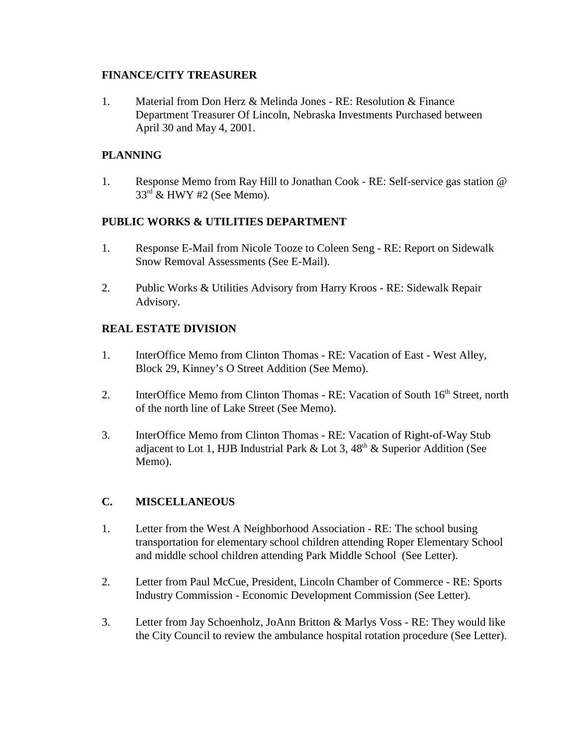**FINANCE/CITY TREASURER**

1. Material from Don Herz & Melinda Jones - RE: Resolution & Finance Department Treasurer Of Lincoln, Nebraska Investments Purchased between April 30 and May 4, 2001.

**PLANNING**

1. Response Memo from Ray Hill to Jonathan Cook - RE: Self-service gas station @ 33rd & HWY #2 (See Memo).

**PUBLIC WORKS & UTILITIES DEPARTMENT**

1. Response E-Mail from Nicole Tooze to Coleen Seng - RE: Report on Sidewalk Snow Removal Assessments (See E-Mail).

2. Public Works & Utilities Advisory from Harry Kroos - RE: Sidewalk Repair Advisory.

**REAL ESTATE DIVISION**

1. InterOffice Memo from Clinton Thomas - RE: Vacation of East - West Alley, Block 29, Kinney's O Street Addition (See Memo).

2. InterOffice Memo from Clinton Thomas - RE: Vacation of South 16th Street, north of the north line of Lake Street (See Memo).

3. InterOffice Memo from Clinton Thomas - RE: Vacation of Right-of-Way Stub adjacent to Lot 1, HJB Industrial Park & Lot 3, 48th & Superior Addition (See Memo).

**C. MISCELLANEOUS**

1. Letter from the West A Neighborhood Association - RE: The school busing transportation for elementary school children attending Roper Elementary School and middle school children attending Park Middle School (See Letter).

2. Letter from Paul McCue, President, Lincoln Chamber of Commerce - RE: Sports Industry Commission - Economic Development Commission (See Letter).

3. Letter from Jay Schoenholz, JoAnn Britton & Marlys Voss - RE: They would like the City Council to review the ambulance hospital rotation procedure (See Letter).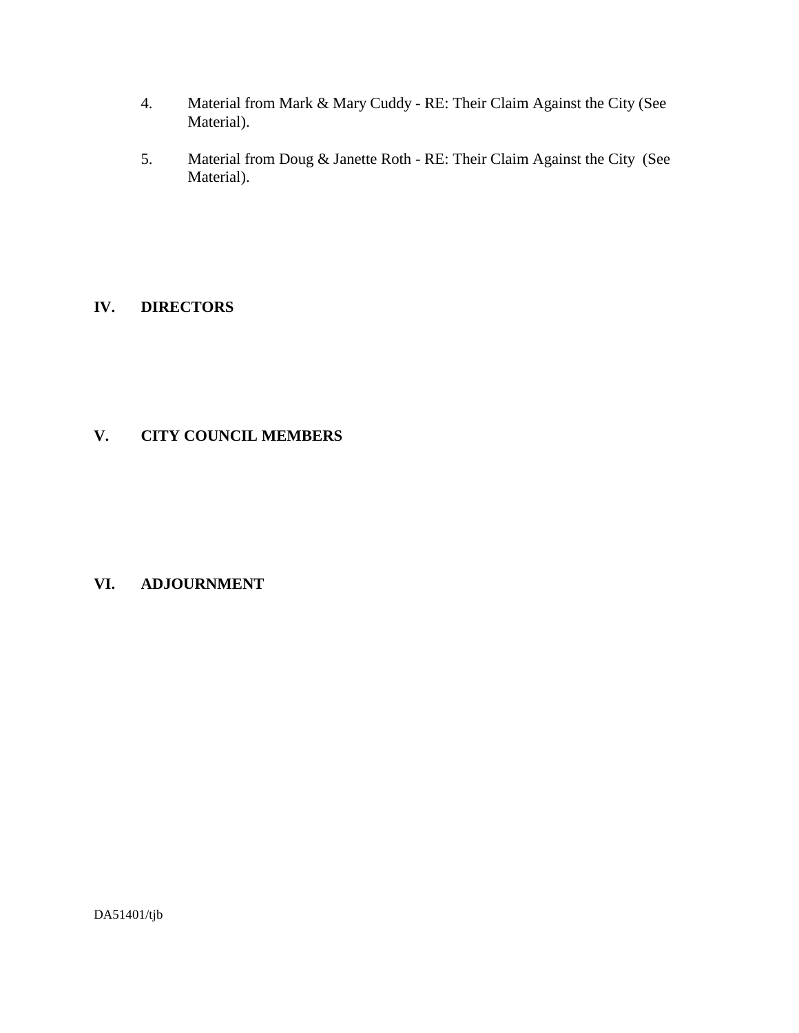4. Material from Mark & Mary Cuddy - RE: Their Claim Against the City (See Material).

5. Material from Doug & Janette Roth - RE: Their Claim Against the City (See Material).

## IV. DIRECTORS

## V. CITY COUNCIL MEMBERS

## VI. ADJOURNMENT

DA51401/tjb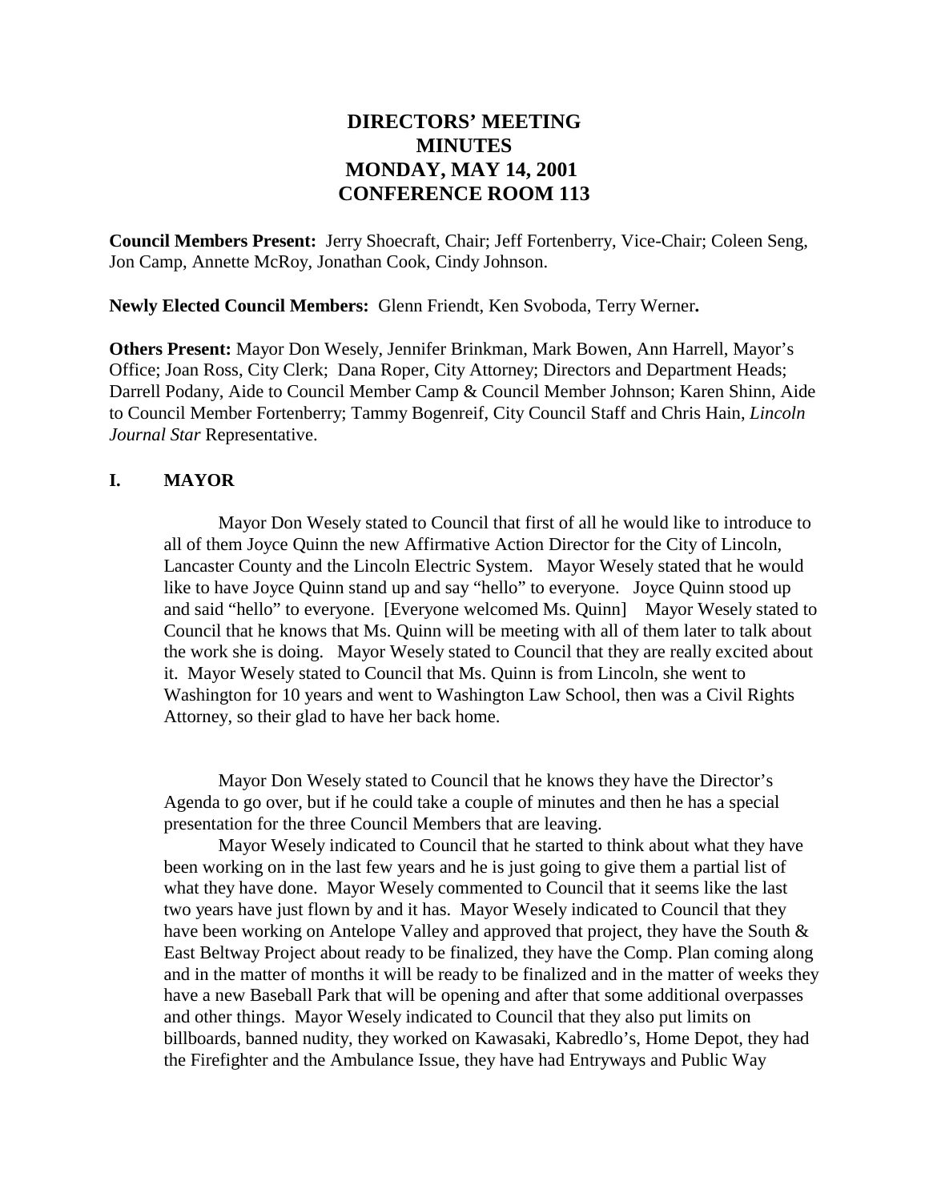# DIRECTORS' MEETING MINUTES MONDAY, MAY 14, 2001 CONFERENCE ROOM 113

**Council Members Present:** Jerry Shoecraft, Chair; Jeff Fortenberry, Vice-Chair; Coleen Seng, Jon Camp, Annette McRoy, Jonathan Cook, Cindy Johnson.

**Newly Elected Council Members:** Glenn Friendt, Ken Svoboda, Terry Werner**.**

**Others Present:** Mayor Don Wesely, Jennifer Brinkman, Mark Bowen, Ann Harrell, Mayor's Office; Joan Ross, City Clerk; Dana Roper, City Attorney; Directors and Department Heads; Darrell Podany, Aide to Council Member Camp & Council Member Johnson; Karen Shinn, Aide to Council Member Fortenberry; Tammy Bogenreif, City Council Staff and Chris Hain, *Lincoln Journal Star* Representative.

## I. MAYOR

Mayor Don Wesely stated to Council that first of all he would like to introduce to all of them Joyce Quinn the new Affirmative Action Director for the City of Lincoln, Lancaster County and the Lincoln Electric System. Mayor Wesely stated that he would like to have Joyce Quinn stand up and say "hello" to everyone. Joyce Quinn stood up and said "hello" to everyone. [Everyone welcomed Ms. Quinn] Mayor Wesely stated to Council that he knows that Ms. Quinn will be meeting with all of them later to talk about the work she is doing. Mayor Wesely stated to Council that they are really excited about it. Mayor Wesely stated to Council that Ms. Quinn is from Lincoln, she went to Washington for 10 years and went to Washington Law School, then was a Civil Rights Attorney, so their glad to have her back home.

Mayor Don Wesely stated to Council that he knows they have the Director's Agenda to go over, but if he could take a couple of minutes and then he has a special presentation for the three Council Members that are leaving.

Mayor Wesely indicated to Council that he started to think about what they have been working on in the last few years and he is just going to give them a partial list of what they have done. Mayor Wesely commented to Council that it seems like the last two years have just flown by and it has. Mayor Wesely indicated to Council that they have been working on Antelope Valley and approved that project, they have the South & East Beltway Project about ready to be finalized, they have the Comp. Plan coming along and in the matter of months it will be ready to be finalized and in the matter of weeks they have a new Baseball Park that will be opening and after that some additional overpasses and other things. Mayor Wesely indicated to Council that they also put limits on billboards, banned nudity, they worked on Kawasaki, Kabredlo's, Home Depot, they had the Firefighter and the Ambulance Issue, they have had Entryways and Public Way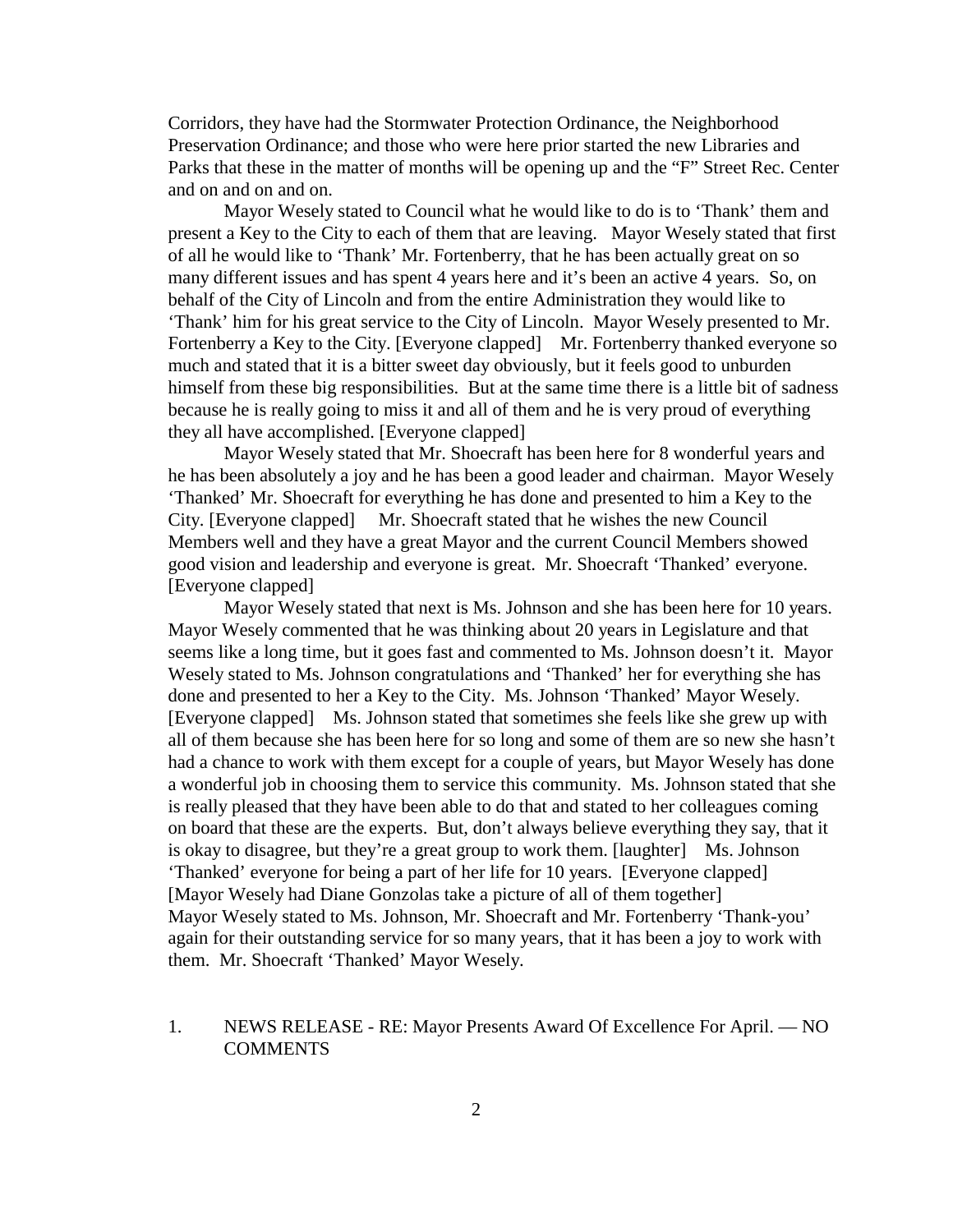Corridors, they have had the Stormwater Protection Ordinance, the Neighborhood Preservation Ordinance; and those who were here prior started the new Libraries and Parks that these in the matter of months will be opening up and the "F" Street Rec. Center and on and on and on.

Mayor Wesely stated to Council what he would like to do is to 'Thank' them and present a Key to the City to each of them that are leaving. Mayor Wesely stated that first of all he would like to 'Thank' Mr. Fortenberry, that he has been actually great on so many different issues and has spent 4 years here and it's been an active 4 years. So, on behalf of the City of Lincoln and from the entire Administration they would like to 'Thank' him for his great service to the City of Lincoln. Mayor Wesely presented to Mr. Fortenberry a Key to the City. [Everyone clapped] Mr. Fortenberry thanked everyone so much and stated that it is a bitter sweet day obviously, but it feels good to unburden himself from these big responsibilities. But at the same time there is a little bit of sadness because he is really going to miss it and all of them and he is very proud of everything they all have accomplished. [Everyone clapped]

Mayor Wesely stated that Mr. Shoecraft has been here for 8 wonderful years and he has been absolutely a joy and he has been a good leader and chairman. Mayor Wesely 'Thanked' Mr. Shoecraft for everything he has done and presented to him a Key to the City. [Everyone clapped] Mr. Shoecraft stated that he wishes the new Council Members well and they have a great Mayor and the current Council Members showed good vision and leadership and everyone is great. Mr. Shoecraft 'Thanked' everyone. [Everyone clapped]

Mayor Wesely stated that next is Ms. Johnson and she has been here for 10 years. Mayor Wesely commented that he was thinking about 20 years in Legislature and that seems like a long time, but it goes fast and commented to Ms. Johnson doesn't it. Mayor Wesely stated to Ms. Johnson congratulations and 'Thanked' her for everything she has done and presented to her a Key to the City. Ms. Johnson 'Thanked' Mayor Wesely. [Everyone clapped] Ms. Johnson stated that sometimes she feels like she grew up with all of them because she has been here for so long and some of them are so new she hasn't had a chance to work with them except for a couple of years, but Mayor Wesely has done a wonderful job in choosing them to service this community. Ms. Johnson stated that she is really pleased that they have been able to do that and stated to her colleagues coming on board that these are the experts. But, don't always believe everything they say, that it is okay to disagree, but they're a great group to work them. [laughter] Ms. Johnson 'Thanked' everyone for being a part of her life for 10 years. [Everyone clapped] [Mayor Wesely had Diane Gonzolas take a picture of all of them together] Mayor Wesely stated to Ms. Johnson, Mr. Shoecraft and Mr. Fortenberry 'Thank-you' again for their outstanding service for so many years, that it has been a joy to work with them. Mr. Shoecraft 'Thanked' Mayor Wesely.

1. NEWS RELEASE - RE: Mayor Presents Award Of Excellence For April. — NO COMMENTS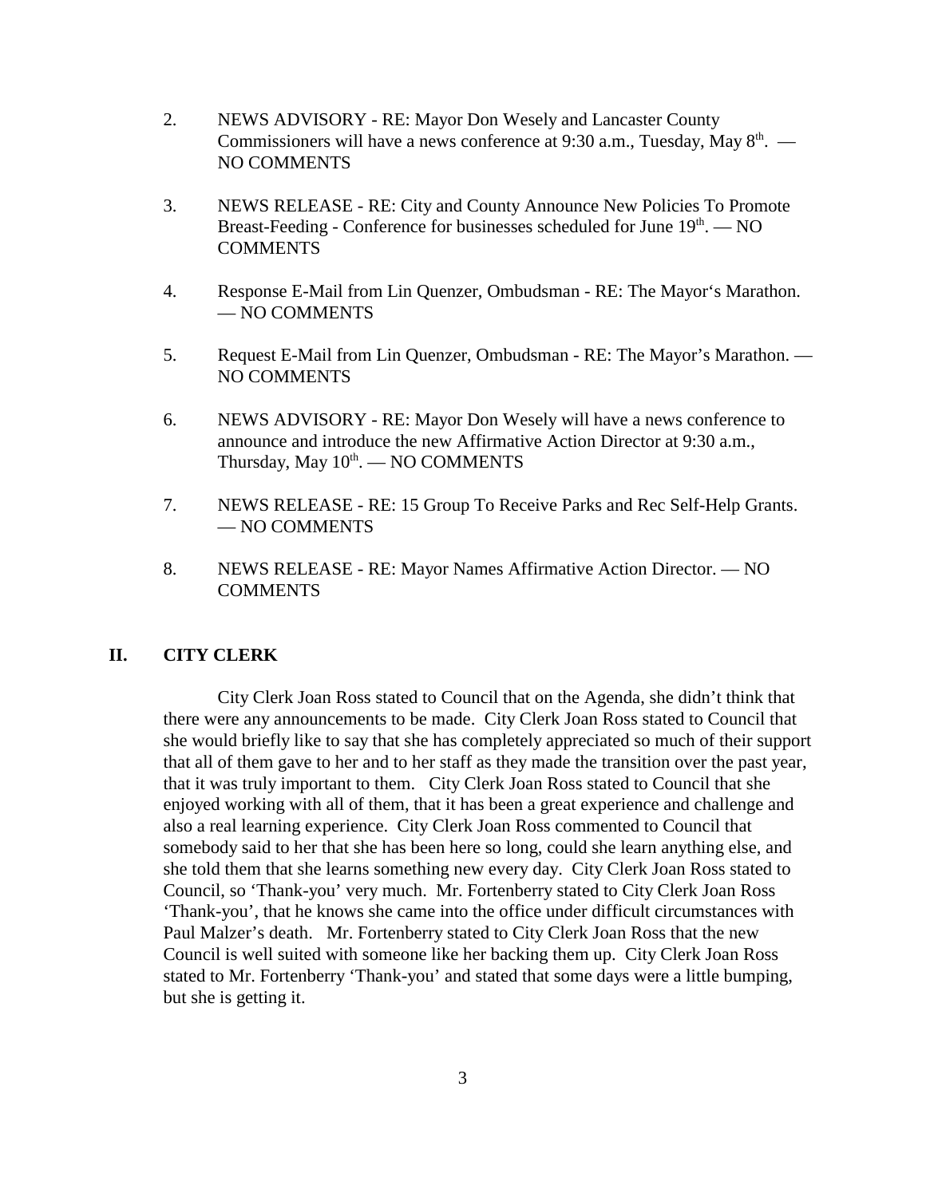2. NEWS ADVISORY - RE: Mayor Don Wesely and Lancaster County Commissioners will have a news conference at 9:30 a.m., Tuesday, May 8th. — NO COMMENTS

3. NEWS RELEASE - RE: City and County Announce New Policies To Promote Breast-Feeding - Conference for businesses scheduled for June 19th. — NO COMMENTS

4. Response E-Mail from Lin Quenzer, Ombudsman - RE: The Mayor's Marathon. — NO COMMENTS

5. Request E-Mail from Lin Quenzer, Ombudsman - RE: The Mayor's Marathon. — NO COMMENTS

6. NEWS ADVISORY - RE: Mayor Don Wesely will have a news conference to announce and introduce the new Affirmative Action Director at 9:30 a.m., Thursday, May 10th. — NO COMMENTS

7. NEWS RELEASE - RE: 15 Group To Receive Parks and Rec Self-Help Grants. — NO COMMENTS

8. NEWS RELEASE - RE: Mayor Names Affirmative Action Director. — NO COMMENTS

## II. CITY CLERK

City Clerk Joan Ross stated to Council that on the Agenda, she didn't think that there were any announcements to be made. City Clerk Joan Ross stated to Council that she would briefly like to say that she has completely appreciated so much of their support that all of them gave to her and to her staff as they made the transition over the past year, that it was truly important to them. City Clerk Joan Ross stated to Council that she enjoyed working with all of them, that it has been a great experience and challenge and also a real learning experience. City Clerk Joan Ross commented to Council that somebody said to her that she has been here so long, could she learn anything else, and she told them that she learns something new every day. City Clerk Joan Ross stated to Council, so 'Thank-you' very much. Mr. Fortenberry stated to City Clerk Joan Ross 'Thank-you', that he knows she came into the office under difficult circumstances with Paul Malzer's death. Mr. Fortenberry stated to City Clerk Joan Ross that the new Council is well suited with someone like her backing them up. City Clerk Joan Ross stated to Mr. Fortenberry 'Thank-you' and stated that some days were a little bumping, but she is getting it.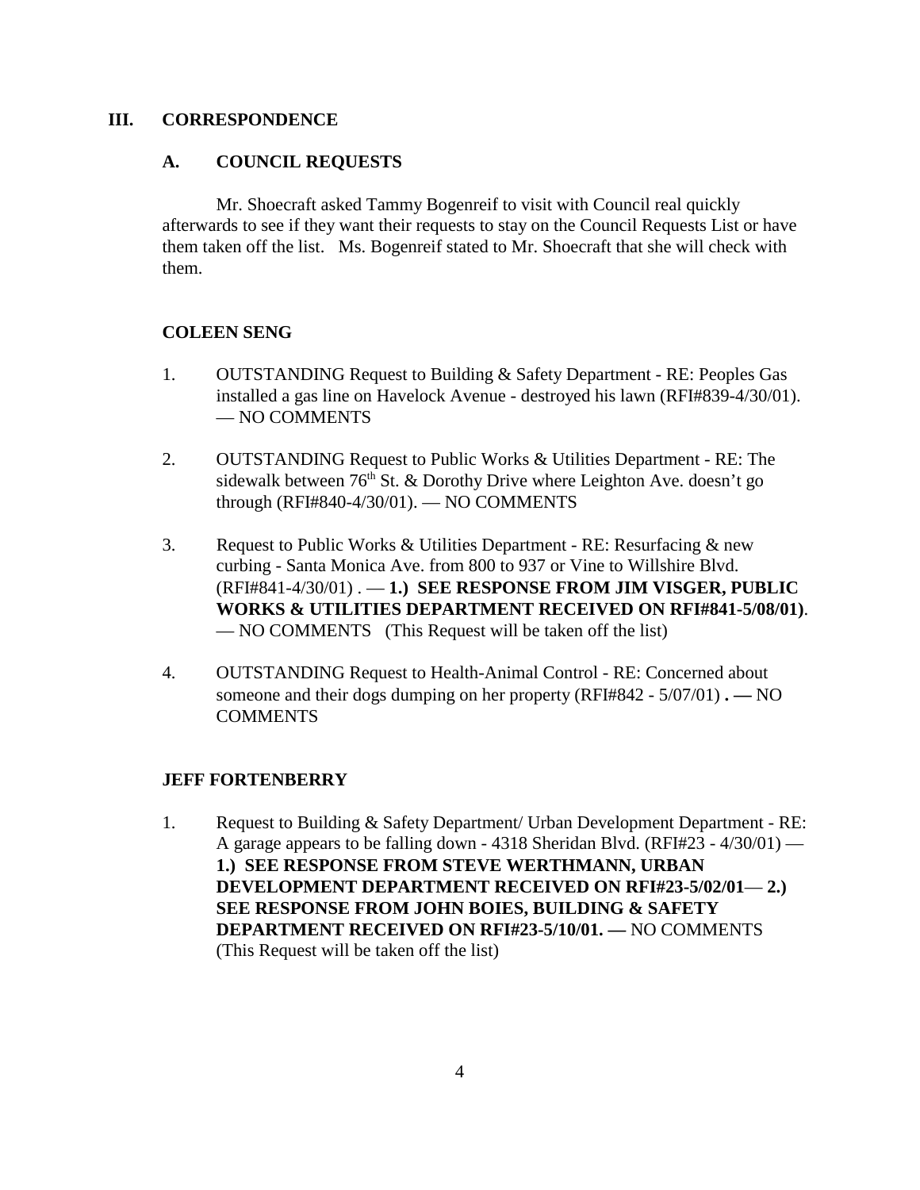## III. CORRESPONDENCE

### A. COUNCIL REQUESTS

Mr. Shoecraft asked Tammy Bogenreif to visit with Council real quickly afterwards to see if they want their requests to stay on the Council Requests List or have them taken off the list. Ms. Bogenreif stated to Mr. Shoecraft that she will check with them.

**COLEEN SENG**

1. OUTSTANDING Request to Building & Safety Department - RE: Peoples Gas installed a gas line on Havelock Avenue - destroyed his lawn (RFI#839-4/30/01). — NO COMMENTS

2. OUTSTANDING Request to Public Works & Utilities Department - RE: The sidewalk between 76th St. & Dorothy Drive where Leighton Ave. doesn't go through (RFI#840-4/30/01). — NO COMMENTS

3. Request to Public Works & Utilities Department - RE: Resurfacing & new curbing - Santa Monica Ave. from 800 to 937 or Vine to Willshire Blvd. (RFI#841-4/30/01) . — **1.) SEE RESPONSE FROM JIM VISGER, PUBLIC WORKS & UTILITIES DEPARTMENT RECEIVED ON RFI#841-5/08/01)**. — NO COMMENTS (This Request will be taken off the list)

4. OUTSTANDING Request to Health-Animal Control - RE: Concerned about someone and their dogs dumping on her property (RFI#842 - 5/07/01) **. —** NO COMMENTS

**JEFF FORTENBERRY**

1. Request to Building & Safety Department/ Urban Development Department - RE: A garage appears to be falling down - 4318 Sheridan Blvd. (RFI#23 - 4/30/01) — **1.) SEE RESPONSE FROM STEVE WERTHMANN, URBAN DEVELOPMENT DEPARTMENT RECEIVED ON RFI#23-5/02/01— 2.) SEE RESPONSE FROM JOHN BOIES, BUILDING & SAFETY DEPARTMENT RECEIVED ON RFI#23-5/10/01. —** NO COMMENTS (This Request will be taken off the list)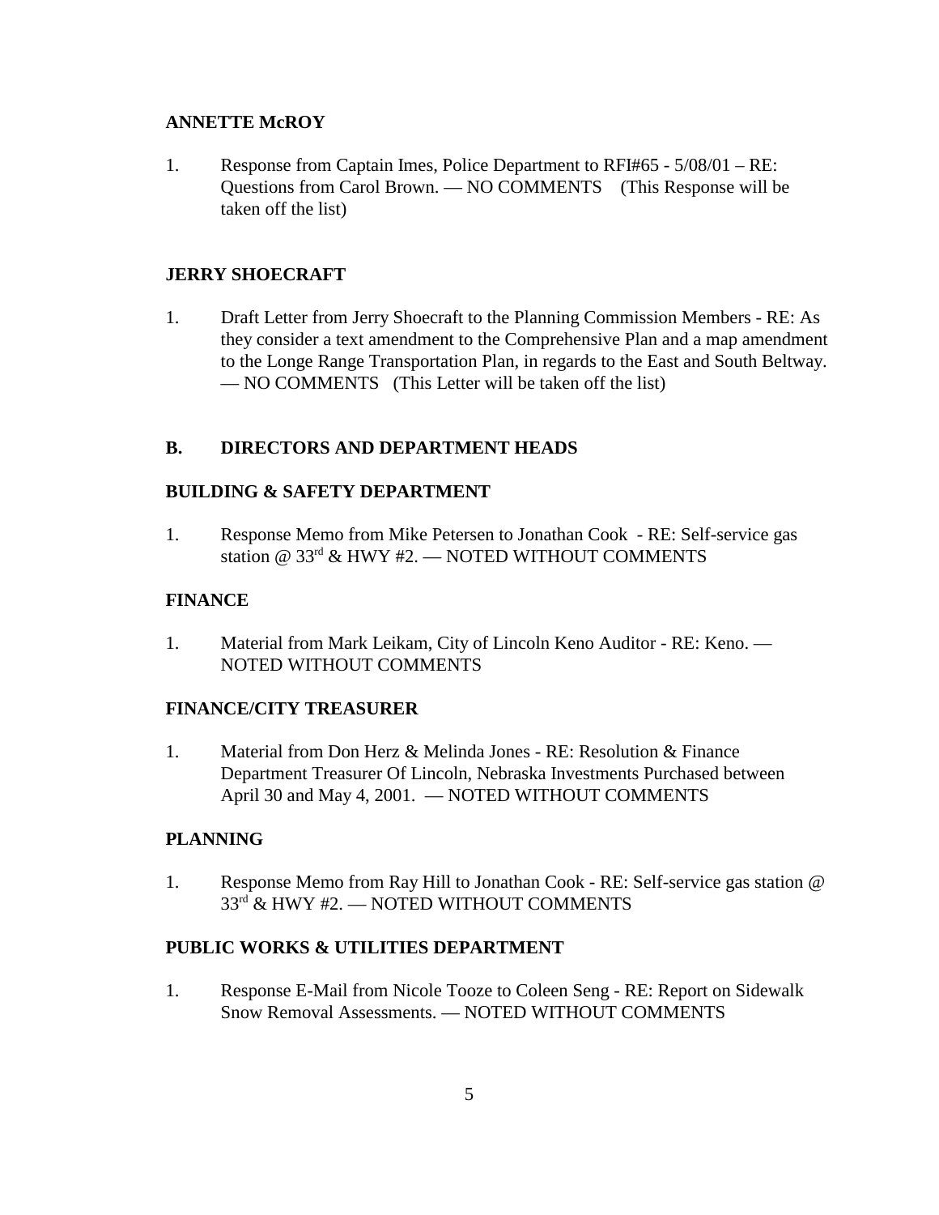**ANNETTE McROY**

1. Response from Captain Imes, Police Department to RFI#65 - 5/08/01 – RE: Questions from Carol Brown. — NO COMMENTS (This Response will be taken off the list)

**JERRY SHOECRAFT**

1. Draft Letter from Jerry Shoecraft to the Planning Commission Members - RE: As they consider a text amendment to the Comprehensive Plan and a map amendment to the Longe Range Transportation Plan, in regards to the East and South Beltway. — NO COMMENTS (This Letter will be taken off the list)

**B. DIRECTORS AND DEPARTMENT HEADS**

**BUILDING & SAFETY DEPARTMENT**

1. Response Memo from Mike Petersen to Jonathan Cook - RE: Self-service gas station @ 33rd & HWY #2. — NOTED WITHOUT COMMENTS

**FINANCE**

1. Material from Mark Leikam, City of Lincoln Keno Auditor - RE: Keno. — NOTED WITHOUT COMMENTS

**FINANCE/CITY TREASURER**

1. Material from Don Herz & Melinda Jones - RE: Resolution & Finance Department Treasurer Of Lincoln, Nebraska Investments Purchased between April 30 and May 4, 2001. — NOTED WITHOUT COMMENTS

**PLANNING**

1. Response Memo from Ray Hill to Jonathan Cook - RE: Self-service gas station @ 33rd & HWY #2. — NOTED WITHOUT COMMENTS

**PUBLIC WORKS & UTILITIES DEPARTMENT**

1. Response E-Mail from Nicole Tooze to Coleen Seng - RE: Report on Sidewalk Snow Removal Assessments. — NOTED WITHOUT COMMENTS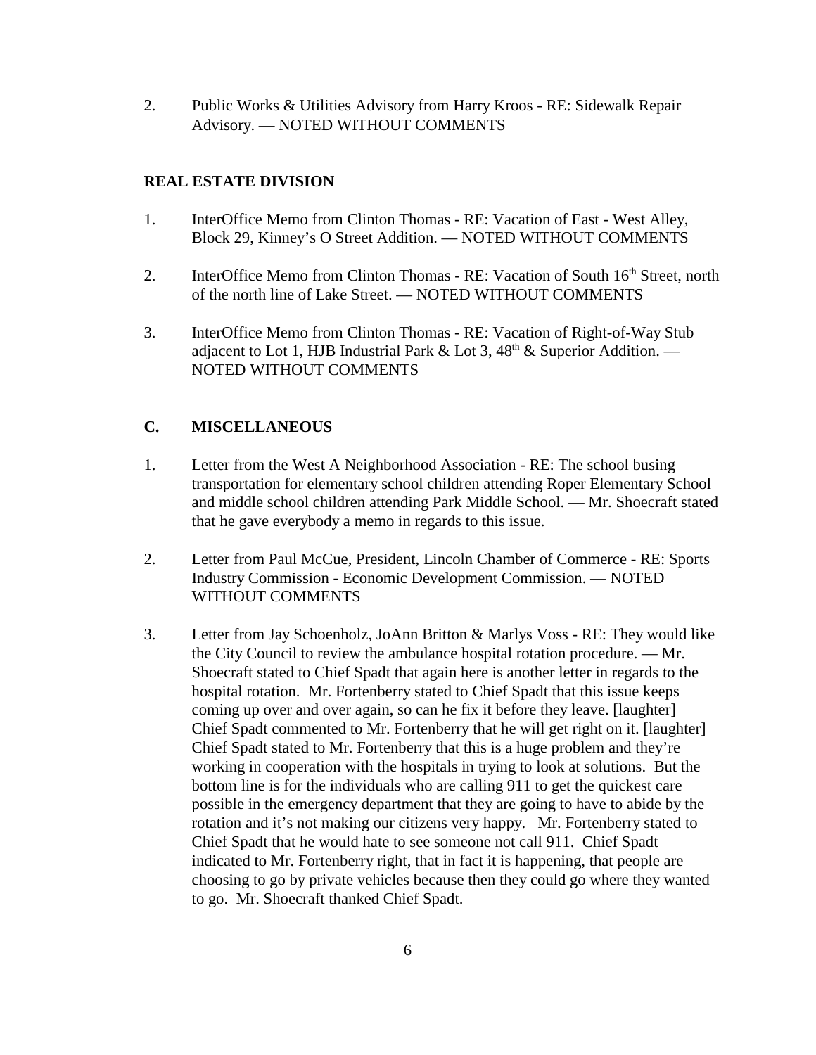2. Public Works & Utilities Advisory from Harry Kroos - RE: Sidewalk Repair Advisory. — NOTED WITHOUT COMMENTS

**REAL ESTATE DIVISION**

1. InterOffice Memo from Clinton Thomas - RE: Vacation of East - West Alley, Block 29, Kinney's O Street Addition. — NOTED WITHOUT COMMENTS

2. InterOffice Memo from Clinton Thomas - RE: Vacation of South 16th Street, north of the north line of Lake Street. — NOTED WITHOUT COMMENTS

3. InterOffice Memo from Clinton Thomas - RE: Vacation of Right-of-Way Stub adjacent to Lot 1, HJB Industrial Park & Lot 3, 48th & Superior Addition. — NOTED WITHOUT COMMENTS

**C. MISCELLANEOUS**

1. Letter from the West A Neighborhood Association - RE: The school busing transportation for elementary school children attending Roper Elementary School and middle school children attending Park Middle School. — Mr. Shoecraft stated that he gave everybody a memo in regards to this issue.

2. Letter from Paul McCue, President, Lincoln Chamber of Commerce - RE: Sports Industry Commission - Economic Development Commission. — NOTED WITHOUT COMMENTS

3. Letter from Jay Schoenholz, JoAnn Britton & Marlys Voss - RE: They would like the City Council to review the ambulance hospital rotation procedure. — Mr. Shoecraft stated to Chief Spadt that again here is another letter in regards to the hospital rotation. Mr. Fortenberry stated to Chief Spadt that this issue keeps coming up over and over again, so can he fix it before they leave. [laughter] Chief Spadt commented to Mr. Fortenberry that he will get right on it. [laughter] Chief Spadt stated to Mr. Fortenberry that this is a huge problem and they're working in cooperation with the hospitals in trying to look at solutions. But the bottom line is for the individuals who are calling 911 to get the quickest care possible in the emergency department that they are going to have to abide by the rotation and it's not making our citizens very happy. Mr. Fortenberry stated to Chief Spadt that he would hate to see someone not call 911. Chief Spadt indicated to Mr. Fortenberry right, that in fact it is happening, that people are choosing to go by private vehicles because then they could go where they wanted to go. Mr. Shoecraft thanked Chief Spadt.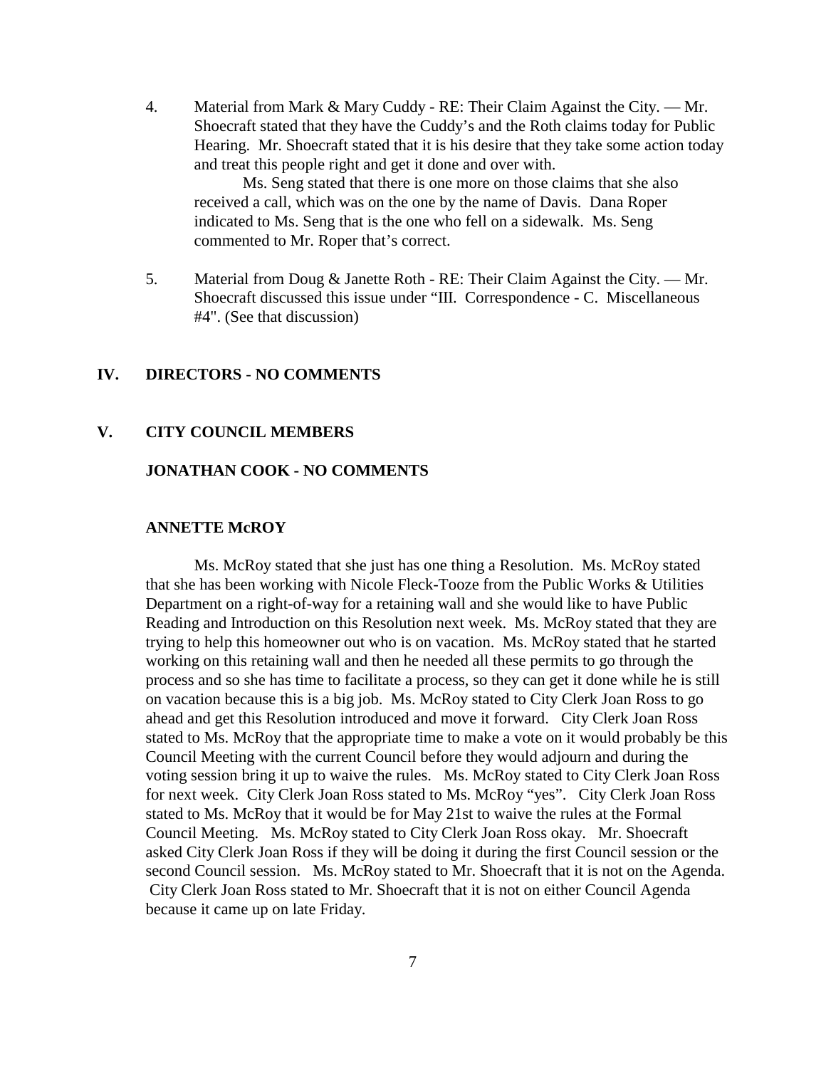4. Material from Mark & Mary Cuddy - RE: Their Claim Against the City. — Mr. Shoecraft stated that they have the Cuddy's and the Roth claims today for Public Hearing. Mr. Shoecraft stated that it is his desire that they take some action today and treat this people right and get it done and over with.

   Ms. Seng stated that there is one more on those claims that she also received a call, which was on the one by the name of Davis. Dana Roper indicated to Ms. Seng that is the one who fell on a sidewalk. Ms. Seng commented to Mr. Roper that's correct.

5. Material from Doug & Janette Roth - RE: Their Claim Against the City. — Mr. Shoecraft discussed this issue under "III. Correspondence - C. Miscellaneous #4". (See that discussion)

## IV. DIRECTORS - NO COMMENTS

## V. CITY COUNCIL MEMBERS

### JONATHAN COOK - NO COMMENTS

### ANNETTE McROY

Ms. McRoy stated that she just has one thing a Resolution. Ms. McRoy stated that she has been working with Nicole Fleck-Tooze from the Public Works & Utilities Department on a right-of-way for a retaining wall and she would like to have Public Reading and Introduction on this Resolution next week. Ms. McRoy stated that they are trying to help this homeowner out who is on vacation. Ms. McRoy stated that he started working on this retaining wall and then he needed all these permits to go through the process and so she has time to facilitate a process, so they can get it done while he is still on vacation because this is a big job. Ms. McRoy stated to City Clerk Joan Ross to go ahead and get this Resolution introduced and move it forward. City Clerk Joan Ross stated to Ms. McRoy that the appropriate time to make a vote on it would probably be this Council Meeting with the current Council before they would adjourn and during the voting session bring it up to waive the rules. Ms. McRoy stated to City Clerk Joan Ross for next week. City Clerk Joan Ross stated to Ms. McRoy "yes". City Clerk Joan Ross stated to Ms. McRoy that it would be for May 21st to waive the rules at the Formal Council Meeting. Ms. McRoy stated to City Clerk Joan Ross okay. Mr. Shoecraft asked City Clerk Joan Ross if they will be doing it during the first Council session or the second Council session. Ms. McRoy stated to Mr. Shoecraft that it is not on the Agenda. City Clerk Joan Ross stated to Mr. Shoecraft that it is not on either Council Agenda because it came up on late Friday.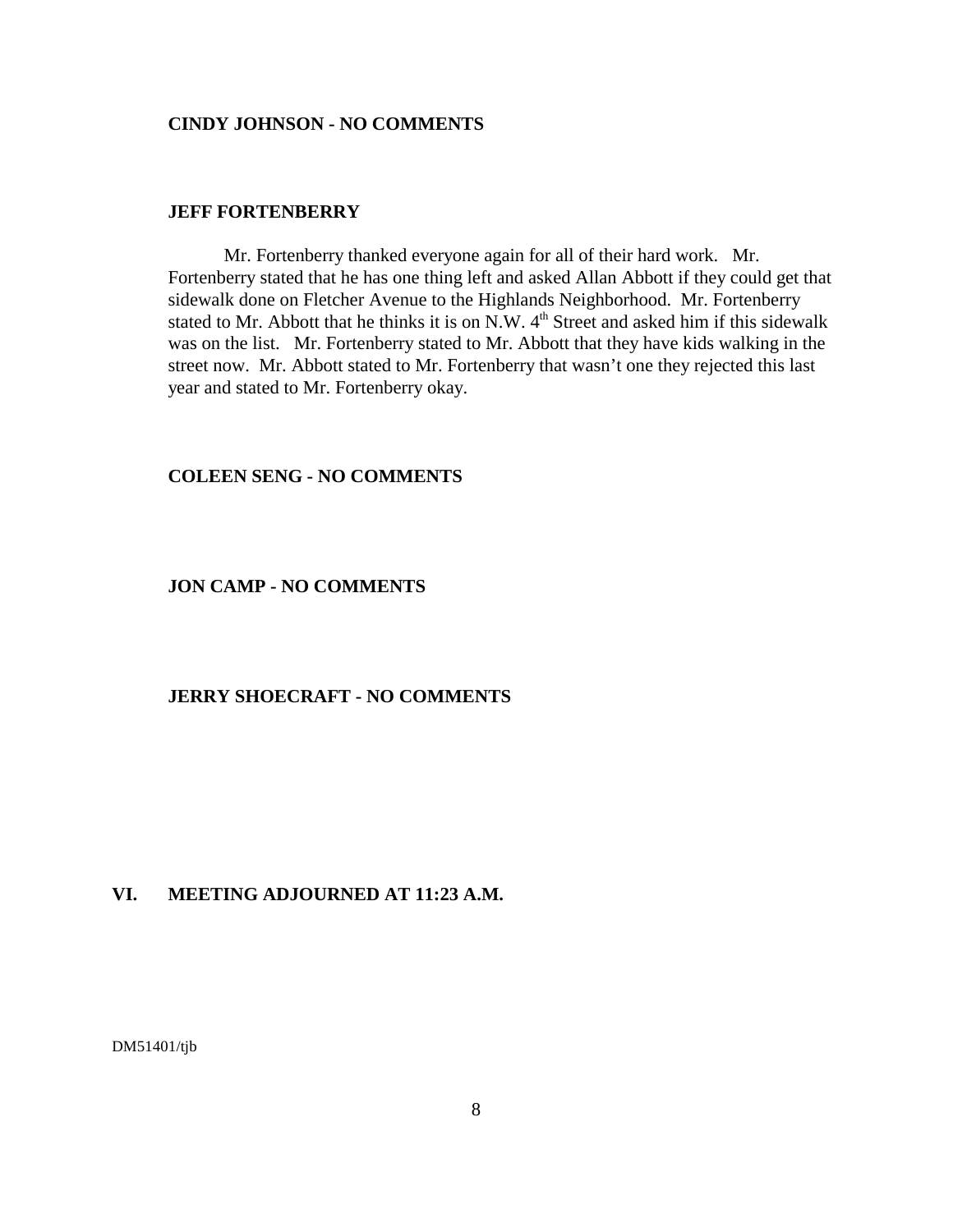**CINDY JOHNSON - NO COMMENTS**

**JEFF FORTENBERRY**

Mr. Fortenberry thanked everyone again for all of their hard work. Mr. Fortenberry stated that he has one thing left and asked Allan Abbott if they could get that sidewalk done on Fletcher Avenue to the Highlands Neighborhood. Mr. Fortenberry stated to Mr. Abbott that he thinks it is on N.W. 4th Street and asked him if this sidewalk was on the list. Mr. Fortenberry stated to Mr. Abbott that they have kids walking in the street now. Mr. Abbott stated to Mr. Fortenberry that wasn't one they rejected this last year and stated to Mr. Fortenberry okay.

**COLEEN SENG - NO COMMENTS**

**JON CAMP - NO COMMENTS**

**JERRY SHOECRAFT - NO COMMENTS**

**VI. MEETING ADJOURNED AT 11:23 A.M.**

DM51401/tjb